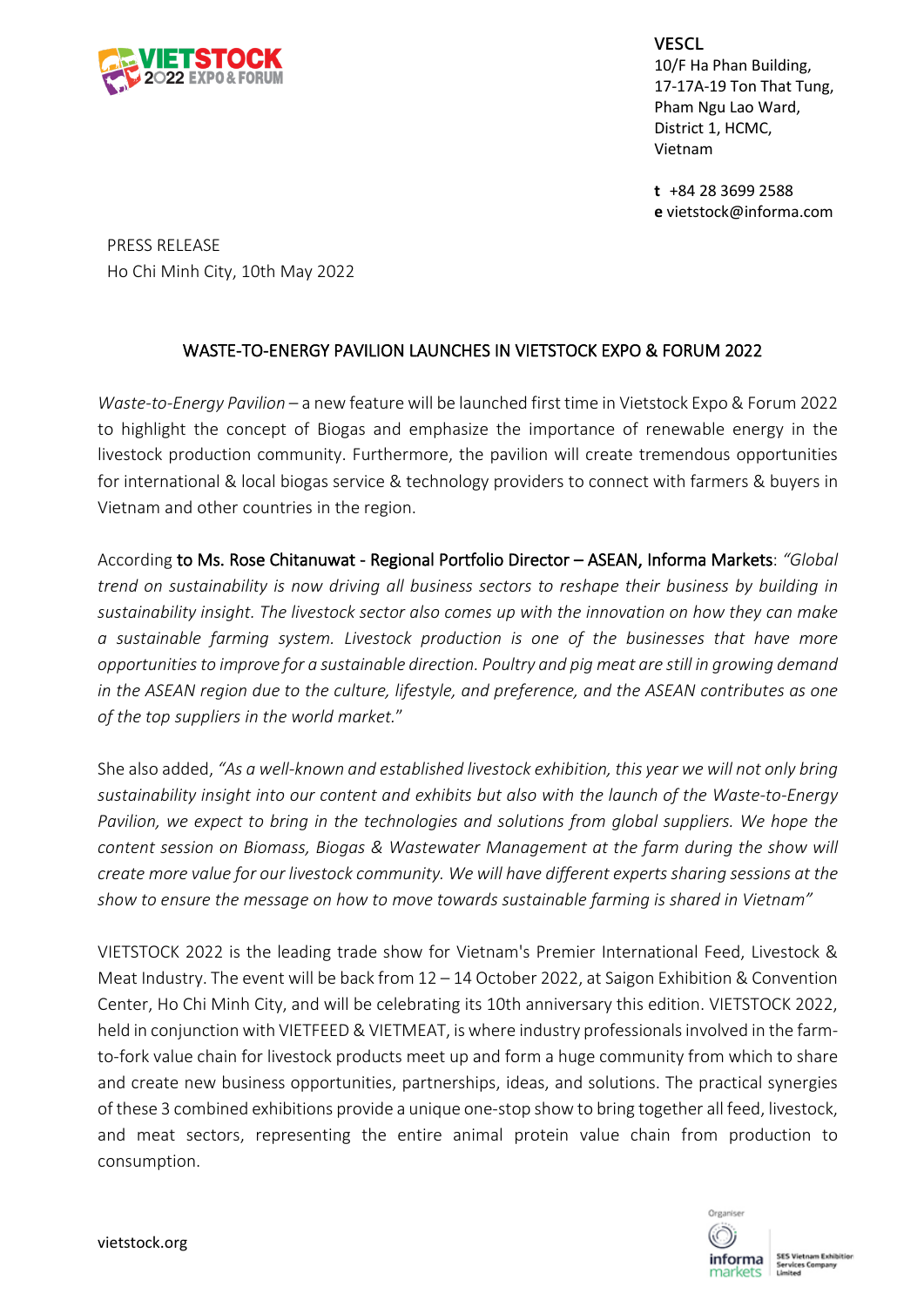**VESCL**
10/F Ha Phan Building,
17-17A-19 Ton That Tung,
Pham Ngu Lao Ward,
District 1, HCMC,
Vietnam

**t** +84 28 3699 2588
**e** vietstock@informa.com

PRESS RELEASE
Ho Chi Minh City, 10th May 2022

# WASTE-TO-ENERGY PAVILION LAUNCHES IN VIETSTOCK EXPO & FORUM 2022

*Waste-to-Energy Pavilion* – a new feature will be launched first time in Vietstock Expo & Forum 2022 to highlight the concept of Biogas and emphasize the importance of renewable energy in the livestock production community. Furthermore, the pavilion will create tremendous opportunities for international & local biogas service & technology providers to connect with farmers & buyers in Vietnam and other countries in the region.

According **to Ms. Rose Chitanuwat - Regional Portfolio Director – ASEAN, Informa Markets**: *"Global trend on sustainability is now driving all business sectors to reshape their business by building in sustainability insight. The livestock sector also comes up with the innovation on how they can make a sustainable farming system. Livestock production is one of the businesses that have more opportunities to improve for a sustainable direction. Poultry and pig meat are still in growing demand in the ASEAN region due to the culture, lifestyle, and preference, and the ASEAN contributes as one of the top suppliers in the world market."*

She also added, *"As a well-known and established livestock exhibition, this year we will not only bring sustainability insight into our content and exhibits but also with the launch of the Waste-to-Energy Pavilion, we expect to bring in the technologies and solutions from global suppliers. We hope the content session on Biomass, Biogas & Wastewater Management at the farm during the show will create more value for our livestock community. We will have different experts sharing sessions at the show to ensure the message on how to move towards sustainable farming is shared in Vietnam"*

VIETSTOCK 2022 is the leading trade show for Vietnam's Premier International Feed, Livestock & Meat Industry. The event will be back from 12 – 14 October 2022, at Saigon Exhibition & Convention Center, Ho Chi Minh City, and will be celebrating its 10th anniversary this edition. VIETSTOCK 2022, held in conjunction with VIETFEED & VIETMEAT, is where industry professionals involved in the farm-to-fork value chain for livestock products meet up and form a huge community from which to share and create new business opportunities, partnerships, ideas, and solutions. The practical synergies of these 3 combined exhibitions provide a unique one-stop show to bring together all feed, livestock, and meat sectors, representing the entire animal protein value chain from production to consumption.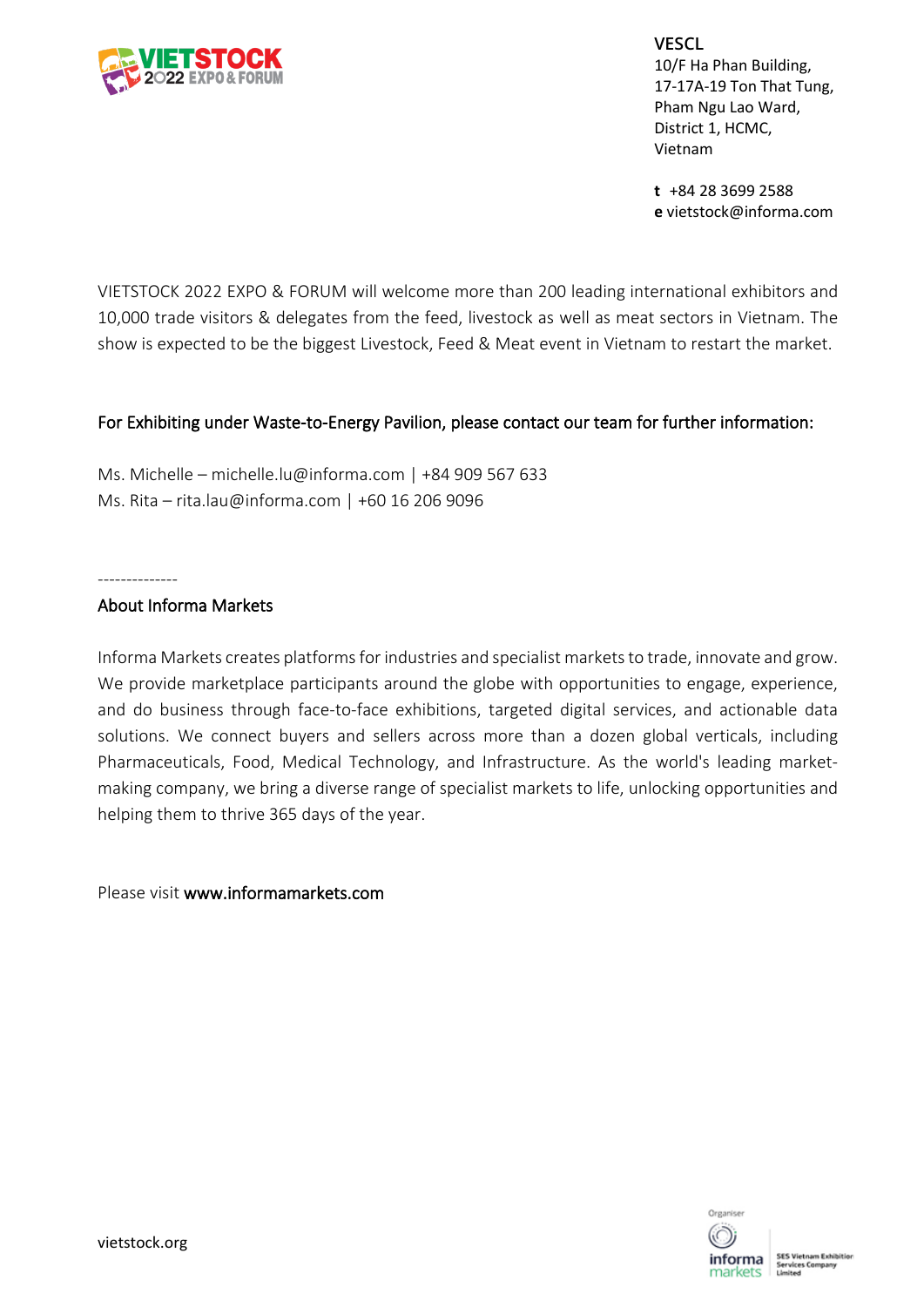**VESCL**
10/F Ha Phan Building,
17-17A-19 Ton That Tung,
Pham Ngu Lao Ward,
District 1, HCMC,
Vietnam

**t** +84 28 3699 2588
**e** vietstock@informa.com

VIETSTOCK 2022 EXPO & FORUM will welcome more than 200 leading international exhibitors and 10,000 trade visitors & delegates from the feed, livestock as well as meat sectors in Vietnam. The show is expected to be the biggest Livestock, Feed & Meat event in Vietnam to restart the market.

For Exhibiting under Waste-to-Energy Pavilion, please contact our team for further information:

Ms. Michelle – michelle.lu@informa.com | +84 909 567 633
Ms. Rita – rita.lau@informa.com | +60 16 206 9096

--------------

## About Informa Markets

Informa Markets creates platforms for industries and specialist markets to trade, innovate and grow. We provide marketplace participants around the globe with opportunities to engage, experience, and do business through face-to-face exhibitions, targeted digital services, and actionable data solutions. We connect buyers and sellers across more than a dozen global verticals, including Pharmaceuticals, Food, Medical Technology, and Infrastructure. As the world's leading market-making company, we bring a diverse range of specialist markets to life, unlocking opportunities and helping them to thrive 365 days of the year.

Please visit **www.informamarkets.com**

vietstock.org

Organiser
informa markets
SES Vietnam Exhibition Services Company Limited